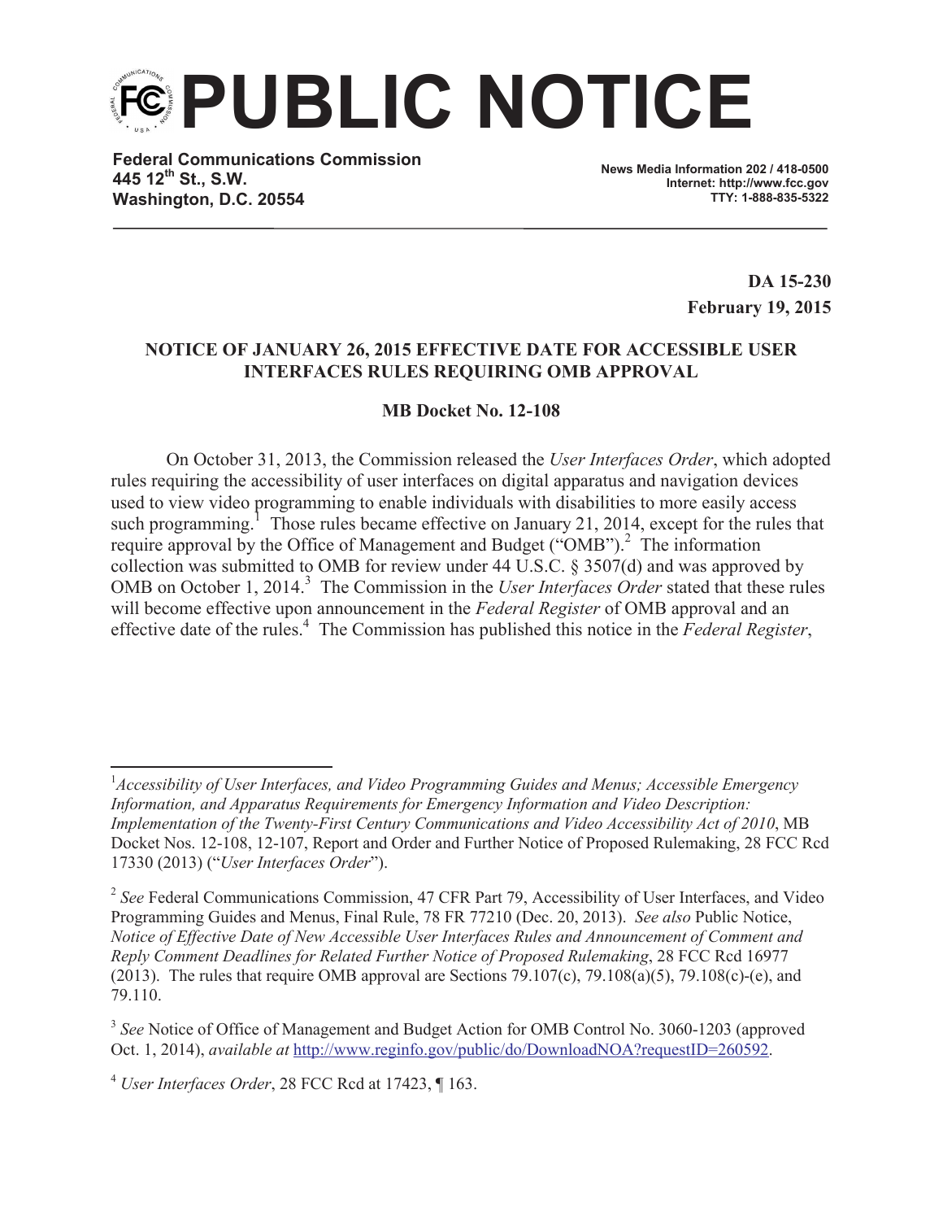# PUBLIC NOTICE

**Federal Communications Commission**
**445 12th St., S.W.**
**Washington, D.C. 20554**

**News Media Information 202 / 418-0500**
**Internet: http://www.fcc.gov**
**TTY: 1-888-835-5322**

**DA 15-230**
**February 19, 2015**

**NOTICE OF JANUARY 26, 2015 EFFECTIVE DATE FOR ACCESSIBLE USER INTERFACES RULES REQUIRING OMB APPROVAL**

**MB Docket No. 12-108**

On October 31, 2013, the Commission released the *User Interfaces Order*, which adopted rules requiring the accessibility of user interfaces on digital apparatus and navigation devices used to view video programming to enable individuals with disabilities to more easily access such programming.[1] Those rules became effective on January 21, 2014, except for the rules that require approval by the Office of Management and Budget ("OMB").[2] The information collection was submitted to OMB for review under 44 U.S.C. § 3507(d) and was approved by OMB on October 1, 2014.[3] The Commission in the *User Interfaces Order* stated that these rules will become effective upon announcement in the *Federal Register* of OMB approval and an effective date of the rules.[4] The Commission has published this notice in the *Federal Register*,

---

[1] *Accessibility of User Interfaces, and Video Programming Guides and Menus; Accessible Emergency Information, and Apparatus Requirements for Emergency Information and Video Description: Implementation of the Twenty-First Century Communications and Video Accessibility Act of 2010*, MB Docket Nos. 12-108, 12-107, Report and Order and Further Notice of Proposed Rulemaking, 28 FCC Rcd 17330 (2013) ("*User Interfaces Order*").

[2] *See* Federal Communications Commission, 47 CFR Part 79, Accessibility of User Interfaces, and Video Programming Guides and Menus, Final Rule, 78 FR 77210 (Dec. 20, 2013). *See also* Public Notice, *Notice of Effective Date of New Accessible User Interfaces Rules and Announcement of Comment and Reply Comment Deadlines for Related Further Notice of Proposed Rulemaking*, 28 FCC Rcd 16977 (2013). The rules that require OMB approval are Sections 79.107(c), 79.108(a)(5), 79.108(c)-(e), and 79.110.

[3] *See* Notice of Office of Management and Budget Action for OMB Control No. 3060-1203 (approved Oct. 1, 2014), *available at* http://www.reginfo.gov/public/do/DownloadNOA?requestID=260592.

[4] *User Interfaces Order*, 28 FCC Rcd at 17423, ¶ 163.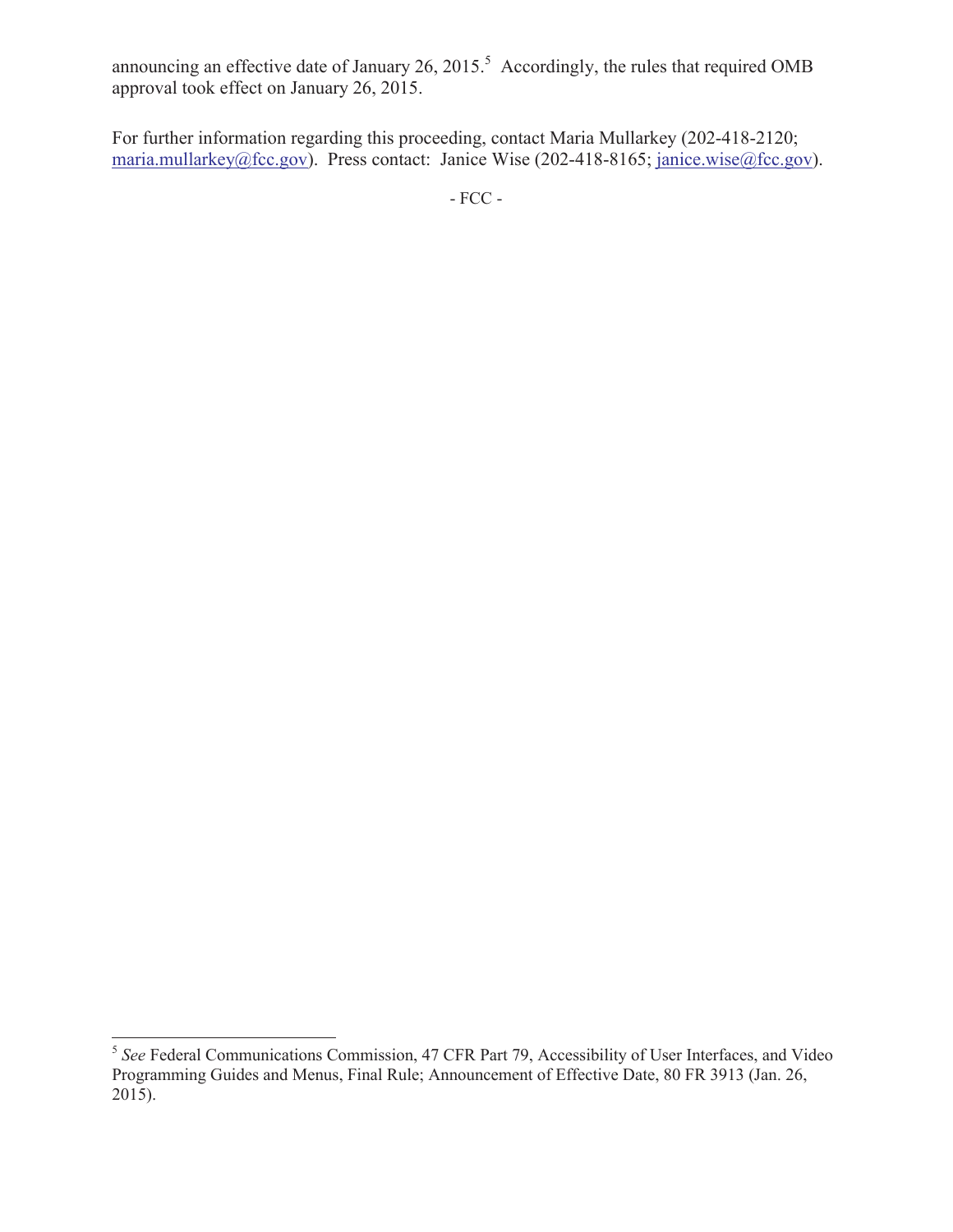announcing an effective date of January 26, 2015.[5] Accordingly, the rules that required OMB approval took effect on January 26, 2015.

For further information regarding this proceeding, contact Maria Mullarkey (202-418-2120; maria.mullarkey@fcc.gov). Press contact: Janice Wise (202-418-8165; janice.wise@fcc.gov).

- FCC -

---

[5] *See* Federal Communications Commission, 47 CFR Part 79, Accessibility of User Interfaces, and Video Programming Guides and Menus, Final Rule; Announcement of Effective Date, 80 FR 3913 (Jan. 26, 2015).